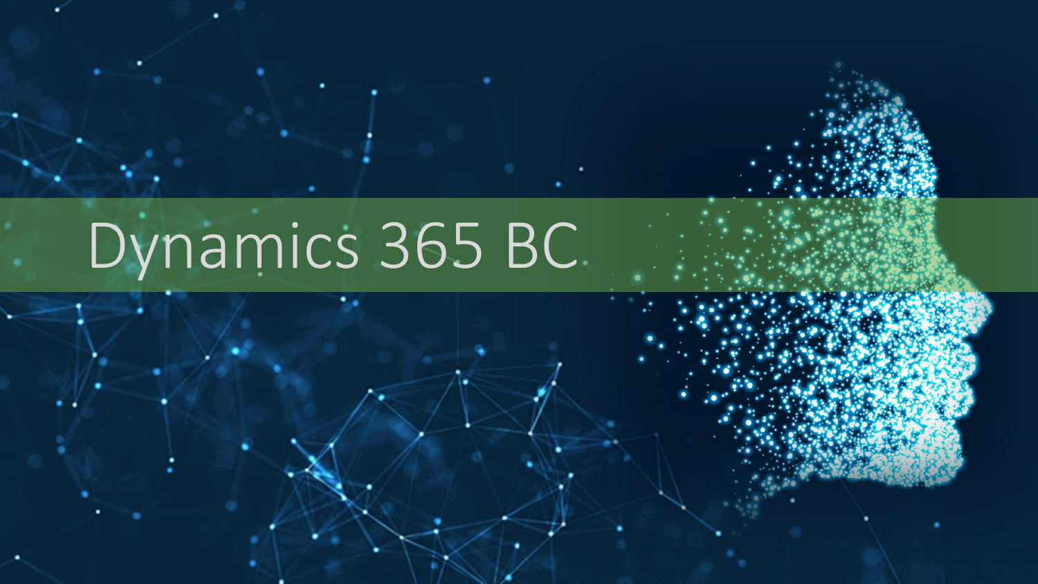# Dynamics 365 BC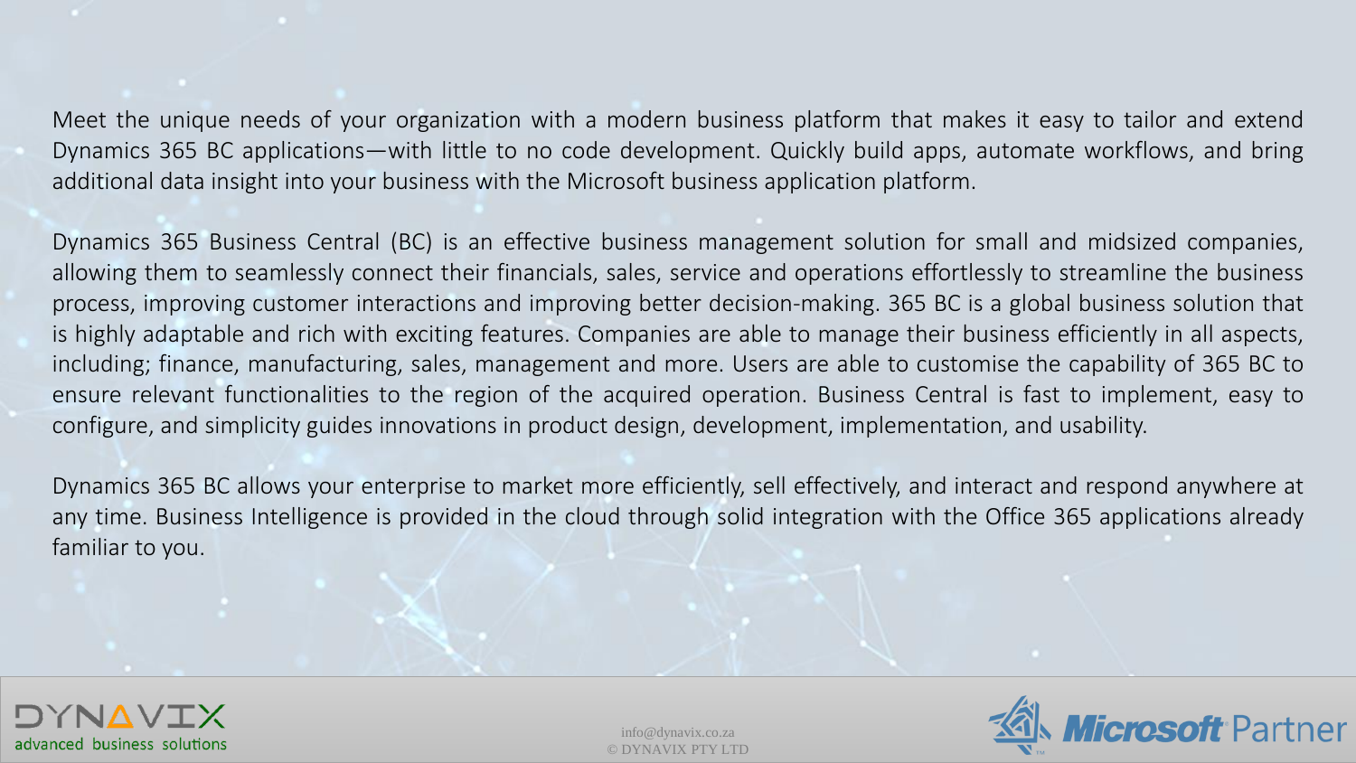Meet the unique needs of your organization with a modern business platform that makes it easy to tailor and extend Dynamics 365 BC applications—with little to no code development. Quickly build apps, automate workflows, and bring additional data insight into your business with the Microsoft business application platform.

Dynamics 365 Business Central (BC) is an effective business management solution for small and midsized companies, allowing them to seamlessly connect their financials, sales, service and operations effortlessly to streamline the business process, improving customer interactions and improving better decision-making. 365 BC is a global business solution that is highly adaptable and rich with exciting features. Companies are able to manage their business efficiently in all aspects, including; finance, manufacturing, sales, management and more. Users are able to customise the capability of 365 BC to ensure relevant functionalities to the region of the acquired operation. Business Central is fast to implement, easy to configure, and simplicity guides innovations in product design, development, implementation, and usability.

Dynamics 365 BC allows your enterprise to market more efficiently, sell effectively, and interact and respond anywhere at any time. Business Intelligence is provided in the cloud through solid integration with the Office 365 applications already familiar to you.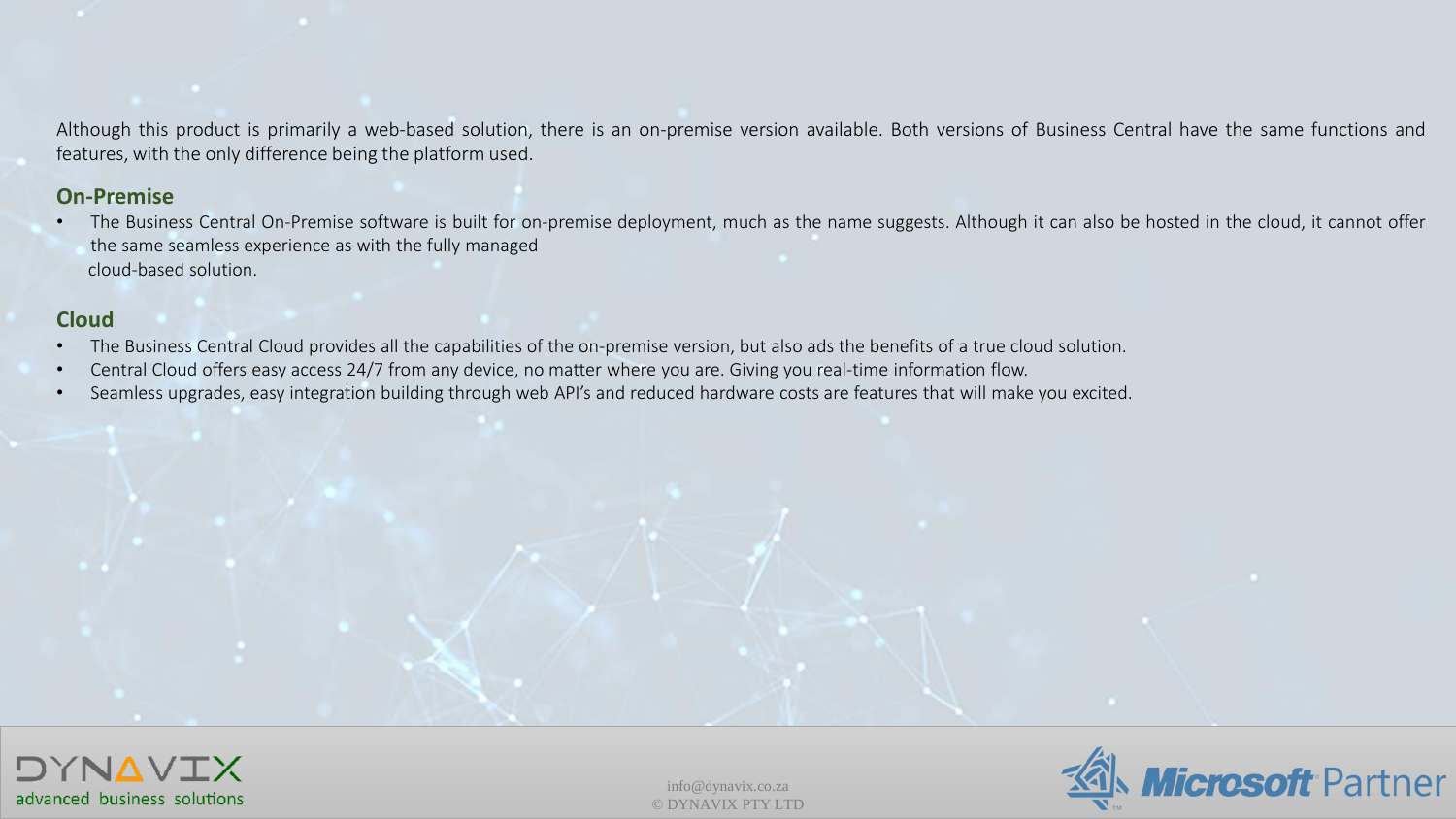Although this product is primarily a web-based solution, there is an on-premise version available. Both versions of Business Central have the same functions and features, with the only difference being the platform used.

## On-Premise

- The Business Central On-Premise software is built for on-premise deployment, much as the name suggests. Although it can also be hosted in the cloud, it cannot offer the same seamless experience as with the fully managed cloud-based solution.

## Cloud

- The Business Central Cloud provides all the capabilities of the on-premise version, but also ads the benefits of a true cloud solution.
- Central Cloud offers easy access 24/7 from any device, no matter where you are. Giving you real-time information flow.
- Seamless upgrades, easy integration building through web API's and reduced hardware costs are features that will make you excited.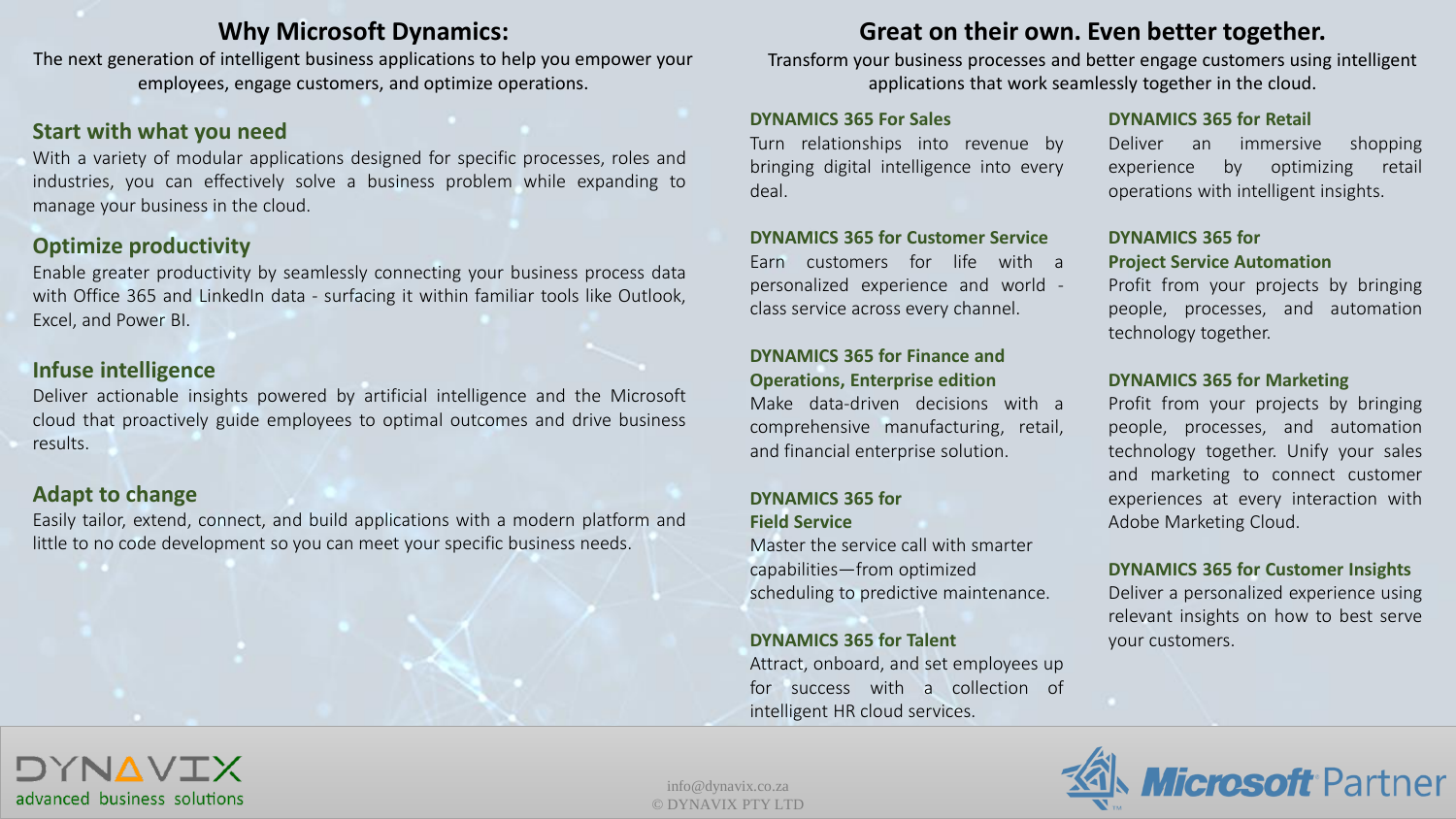## Why Microsoft Dynamics:

The next generation of intelligent business applications to help you empower your employees, engage customers, and optimize operations.

### Start with what you need

With a variety of modular applications designed for specific processes, roles and industries, you can effectively solve a business problem while expanding to manage your business in the cloud.

### Optimize productivity

Enable greater productivity by seamlessly connecting your business process data with Office 365 and LinkedIn data - surfacing it within familiar tools like Outlook, Excel, and Power BI.

### Infuse intelligence

Deliver actionable insights powered by artificial intelligence and the Microsoft cloud that proactively guide employees to optimal outcomes and drive business results.

### Adapt to change

Easily tailor, extend, connect, and build applications with a modern platform and little to no code development so you can meet your specific business needs.

## Great on their own. Even better together.

Transform your business processes and better engage customers using intelligent applications that work seamlessly together in the cloud.

**DYNAMICS 365 For Sales**

Turn relationships into revenue by bringing digital intelligence into every deal.

**DYNAMICS 365 for Customer Service**

Earn customers for life with a personalized experience and world - class service across every channel.

**DYNAMICS 365 for Finance and Operations, Enterprise edition**

Make data-driven decisions with a comprehensive manufacturing, retail, and financial enterprise solution.

**DYNAMICS 365 for Field Service**

Master the service call with smarter capabilities—from optimized scheduling to predictive maintenance.

**DYNAMICS 365 for Talent**

Attract, onboard, and set employees up for success with a collection of intelligent HR cloud services.

**DYNAMICS 365 for Retail**

Deliver an immersive shopping experience by optimizing retail operations with intelligent insights.

**DYNAMICS 365 for Project Service Automation**

Profit from your projects by bringing people, processes, and automation technology together.

**DYNAMICS 365 for Marketing**

Profit from your projects by bringing people, processes, and automation technology together. Unify your sales and marketing to connect customer experiences at every interaction with Adobe Marketing Cloud.

**DYNAMICS 365 for Customer Insights**

Deliver a personalized experience using relevant insights on how to best serve your customers.

DYNAVIX
advanced business solutions

info@dynavix.co.za
© DYNAVIX PTY LTD

Microsoft Partner